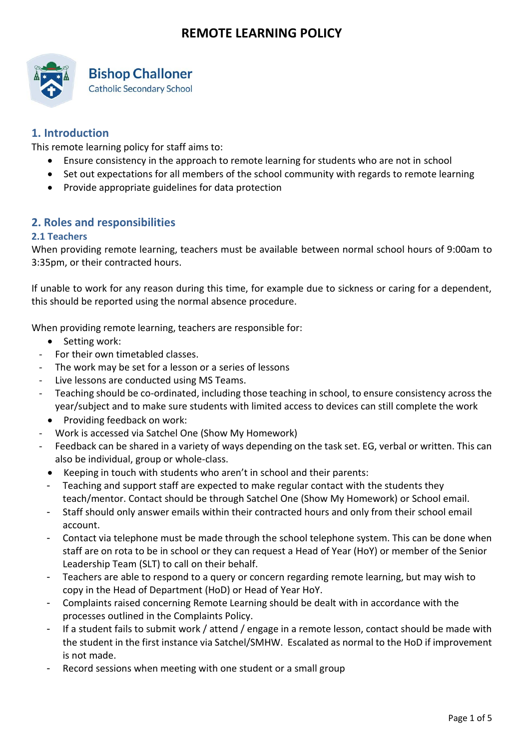# REMOTE LEARNING POLICY

**Bishop Challoner**
Catholic Secondary School

## 1. Introduction

This remote learning policy for staff aims to:

- Ensure consistency in the approach to remote learning for students who are not in school
- Set out expectations for all members of the school community with regards to remote learning
- Provide appropriate guidelines for data protection

## 2. Roles and responsibilities

### 2.1 Teachers

When providing remote learning, teachers must be available between normal school hours of 9:00am to 3:35pm, or their contracted hours.

If unable to work for any reason during this time, for example due to sickness or caring for a dependent, this should be reported using the normal absence procedure.

When providing remote learning, teachers are responsible for:

- Setting work:
  - For their own timetabled classes.
  - The work may be set for a lesson or a series of lessons
  - Live lessons are conducted using MS Teams.
  - Teaching should be co-ordinated, including those teaching in school, to ensure consistency across the year/subject and to make sure students with limited access to devices can still complete the work
- Providing feedback on work:
  - Work is accessed via Satchel One (Show My Homework)
  - Feedback can be shared in a variety of ways depending on the task set. EG, verbal or written. This can also be individual, group or whole-class.
- Keeping in touch with students who aren't in school and their parents:
  - Teaching and support staff are expected to make regular contact with the students they teach/mentor. Contact should be through Satchel One (Show My Homework) or School email.
  - Staff should only answer emails within their contracted hours and only from their school email account.
  - Contact via telephone must be made through the school telephone system. This can be done when staff are on rota to be in school or they can request a Head of Year (HoY) or member of the Senior Leadership Team (SLT) to call on their behalf.
  - Teachers are able to respond to a query or concern regarding remote learning, but may wish to copy in the Head of Department (HoD) or Head of Year HoY.
  - Complaints raised concerning Remote Learning should be dealt with in accordance with the processes outlined in the Complaints Policy.
  - If a student fails to submit work / attend / engage in a remote lesson, contact should be made with the student in the first instance via Satchel/SMHW. Escalated as normal to the HoD if improvement is not made.
  - Record sessions when meeting with one student or a small group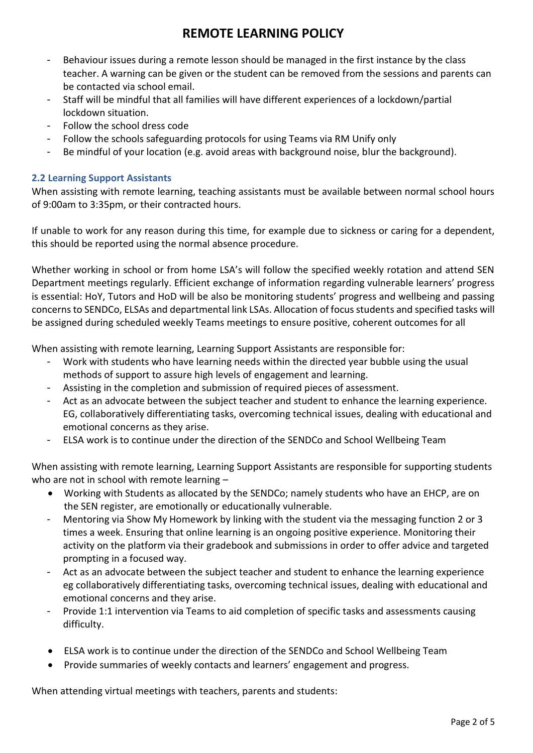- Behaviour issues during a remote lesson should be managed in the first instance by the class teacher. A warning can be given or the student can be removed from the sessions and parents can be contacted via school email.
- Staff will be mindful that all families will have different experiences of a lockdown/partial lockdown situation.
- Follow the school dress code
- Follow the schools safeguarding protocols for using Teams via RM Unify only
- Be mindful of your location (e.g. avoid areas with background noise, blur the background).

### 2.2 Learning Support Assistants

When assisting with remote learning, teaching assistants must be available between normal school hours of 9:00am to 3:35pm, or their contracted hours.

If unable to work for any reason during this time, for example due to sickness or caring for a dependent, this should be reported using the normal absence procedure.

Whether working in school or from home LSA's will follow the specified weekly rotation and attend SEN Department meetings regularly. Efficient exchange of information regarding vulnerable learners' progress is essential: HoY, Tutors and HoD will be also be monitoring students' progress and wellbeing and passing concerns to SENDCo, ELSAs and departmental link LSAs. Allocation of focus students and specified tasks will be assigned during scheduled weekly Teams meetings to ensure positive, coherent outcomes for all

When assisting with remote learning, Learning Support Assistants are responsible for:

- Work with students who have learning needs within the directed year bubble using the usual methods of support to assure high levels of engagement and learning.
- Assisting in the completion and submission of required pieces of assessment.
- Act as an advocate between the subject teacher and student to enhance the learning experience. EG, collaboratively differentiating tasks, overcoming technical issues, dealing with educational and emotional concerns as they arise.
- ELSA work is to continue under the direction of the SENDCo and School Wellbeing Team

When assisting with remote learning, Learning Support Assistants are responsible for supporting students who are not in school with remote learning –

- Working with Students as allocated by the SENDCo; namely students who have an EHCP, are on the SEN register, are emotionally or educationally vulnerable.
- Mentoring via Show My Homework by linking with the student via the messaging function 2 or 3 times a week. Ensuring that online learning is an ongoing positive experience. Monitoring their activity on the platform via their gradebook and submissions in order to offer advice and targeted prompting in a focused way.
- Act as an advocate between the subject teacher and student to enhance the learning experience eg collaboratively differentiating tasks, overcoming technical issues, dealing with educational and emotional concerns and they arise.
- Provide 1:1 intervention via Teams to aid completion of specific tasks and assessments causing difficulty.

- ELSA work is to continue under the direction of the SENDCo and School Wellbeing Team
- Provide summaries of weekly contacts and learners' engagement and progress.

When attending virtual meetings with teachers, parents and students: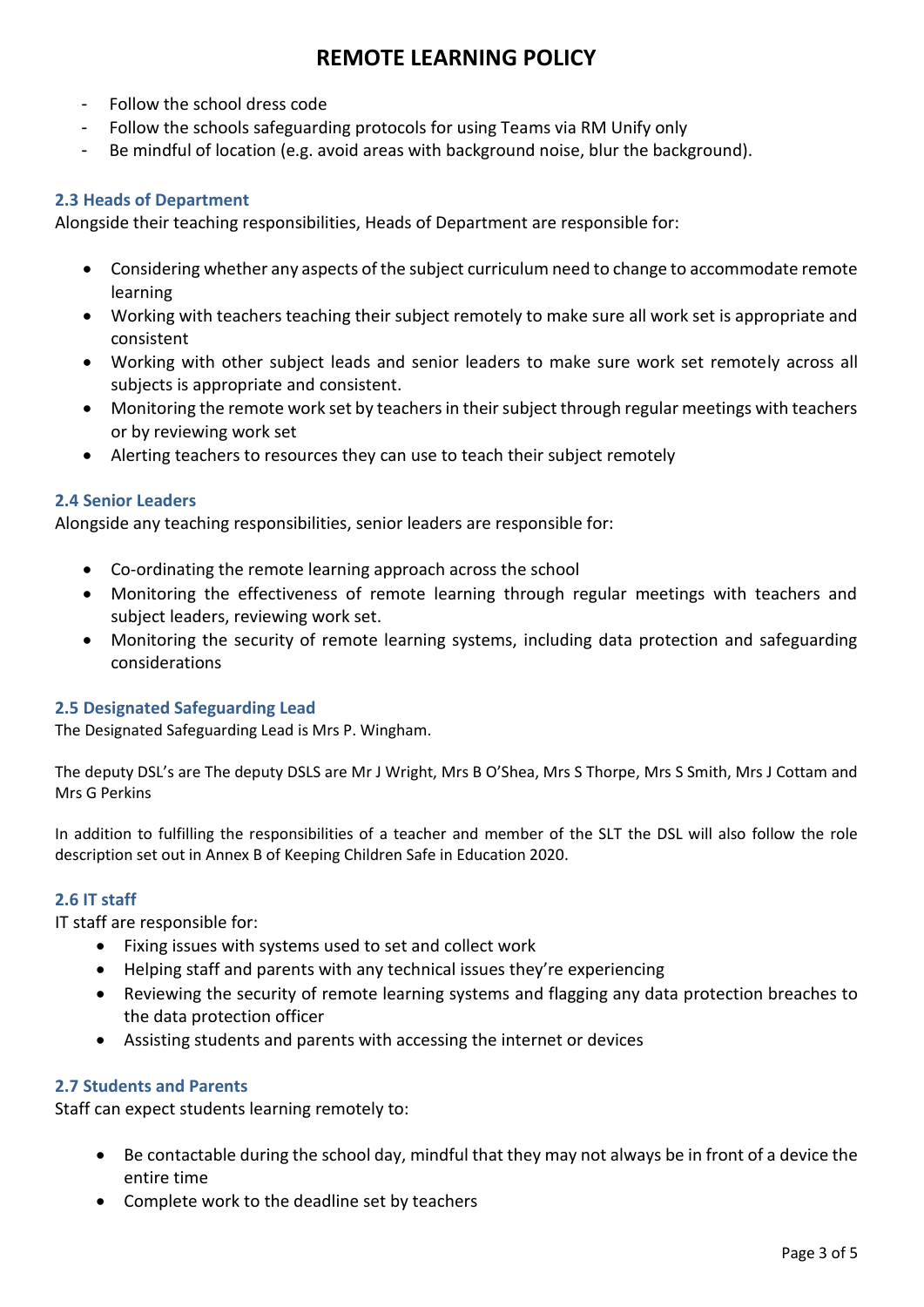- Follow the school dress code
- Follow the schools safeguarding protocols for using Teams via RM Unify only
- Be mindful of location (e.g. avoid areas with background noise, blur the background).

### 2.3 Heads of Department

Alongside their teaching responsibilities, Heads of Department are responsible for:

- Considering whether any aspects of the subject curriculum need to change to accommodate remote learning
- Working with teachers teaching their subject remotely to make sure all work set is appropriate and consistent
- Working with other subject leads and senior leaders to make sure work set remotely across all subjects is appropriate and consistent.
- Monitoring the remote work set by teachers in their subject through regular meetings with teachers or by reviewing work set
- Alerting teachers to resources they can use to teach their subject remotely

### 2.4 Senior Leaders

Alongside any teaching responsibilities, senior leaders are responsible for:

- Co-ordinating the remote learning approach across the school
- Monitoring the effectiveness of remote learning through regular meetings with teachers and subject leaders, reviewing work set.
- Monitoring the security of remote learning systems, including data protection and safeguarding considerations

### 2.5 Designated Safeguarding Lead

The Designated Safeguarding Lead is Mrs P. Wingham.

The deputy DSL's are The deputy DSLS are Mr J Wright, Mrs B O'Shea, Mrs S Thorpe, Mrs S Smith, Mrs J Cottam and Mrs G Perkins

In addition to fulfilling the responsibilities of a teacher and member of the SLT the DSL will also follow the role description set out in Annex B of Keeping Children Safe in Education 2020.

### 2.6 IT staff

IT staff are responsible for:

- Fixing issues with systems used to set and collect work
- Helping staff and parents with any technical issues they're experiencing
- Reviewing the security of remote learning systems and flagging any data protection breaches to the data protection officer
- Assisting students and parents with accessing the internet or devices

### 2.7 Students and Parents

Staff can expect students learning remotely to:

- Be contactable during the school day, mindful that they may not always be in front of a device the entire time
- Complete work to the deadline set by teachers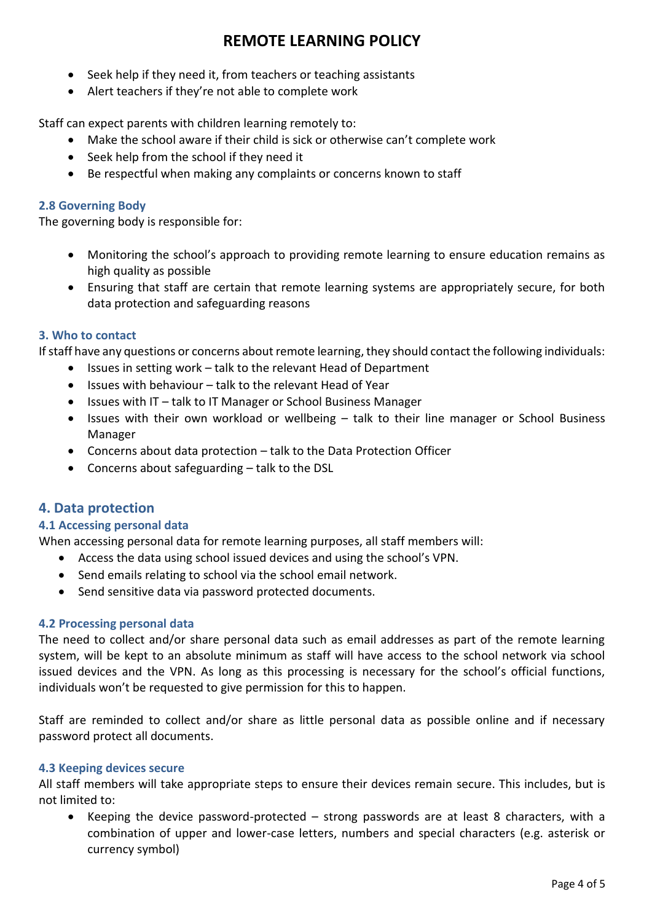- Seek help if they need it, from teachers or teaching assistants
- Alert teachers if they're not able to complete work

Staff can expect parents with children learning remotely to:

- Make the school aware if their child is sick or otherwise can't complete work
- Seek help from the school if they need it
- Be respectful when making any complaints or concerns known to staff

### 2.8 Governing Body

The governing body is responsible for:

- Monitoring the school's approach to providing remote learning to ensure education remains as high quality as possible
- Ensuring that staff are certain that remote learning systems are appropriately secure, for both data protection and safeguarding reasons

### 3. Who to contact

If staff have any questions or concerns about remote learning, they should contact the following individuals:

- Issues in setting work – talk to the relevant Head of Department
- Issues with behaviour – talk to the relevant Head of Year
- Issues with IT – talk to IT Manager or School Business Manager
- Issues with their own workload or wellbeing – talk to their line manager or School Business Manager
- Concerns about data protection – talk to the Data Protection Officer
- Concerns about safeguarding – talk to the DSL

## 4. Data protection

### 4.1 Accessing personal data

When accessing personal data for remote learning purposes, all staff members will:

- Access the data using school issued devices and using the school's VPN.
- Send emails relating to school via the school email network.
- Send sensitive data via password protected documents.

### 4.2 Processing personal data

The need to collect and/or share personal data such as email addresses as part of the remote learning system, will be kept to an absolute minimum as staff will have access to the school network via school issued devices and the VPN. As long as this processing is necessary for the school's official functions, individuals won't be requested to give permission for this to happen.

Staff are reminded to collect and/or share as little personal data as possible online and if necessary password protect all documents.

### 4.3 Keeping devices secure

All staff members will take appropriate steps to ensure their devices remain secure. This includes, but is not limited to:

- Keeping the device password-protected – strong passwords are at least 8 characters, with a combination of upper and lower-case letters, numbers and special characters (e.g. asterisk or currency symbol)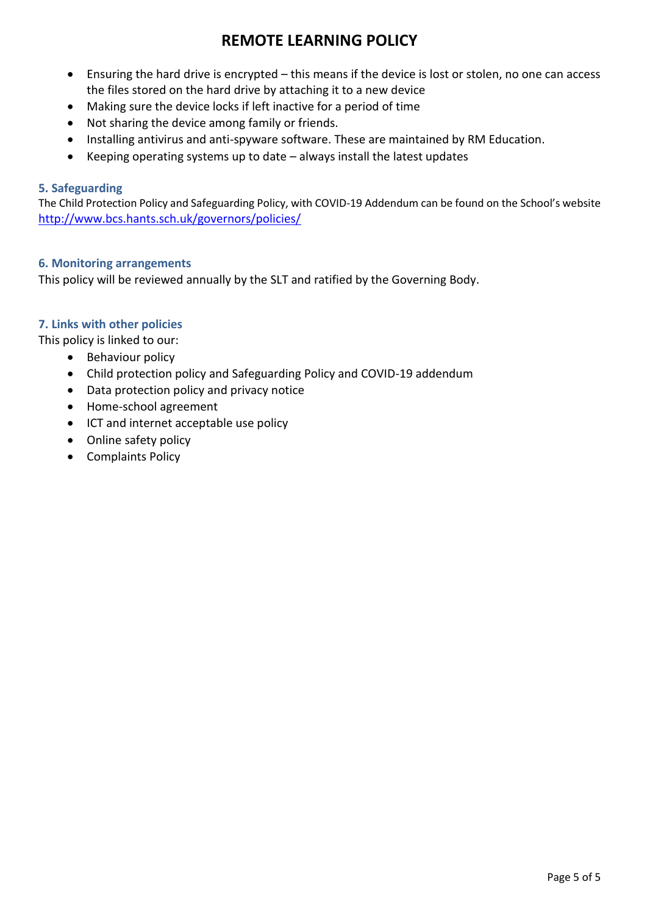- Ensuring the hard drive is encrypted – this means if the device is lost or stolen, no one can access the files stored on the hard drive by attaching it to a new device
- Making sure the device locks if left inactive for a period of time
- Not sharing the device among family or friends.
- Installing antivirus and anti-spyware software. These are maintained by RM Education.
- Keeping operating systems up to date – always install the latest updates

### 5. Safeguarding

The Child Protection Policy and Safeguarding Policy, with COVID-19 Addendum can be found on the School's website http://www.bcs.hants.sch.uk/governors/policies/

### 6. Monitoring arrangements

This policy will be reviewed annually by the SLT and ratified by the Governing Body.

### 7. Links with other policies

This policy is linked to our:

- Behaviour policy
- Child protection policy and Safeguarding Policy and COVID-19 addendum
- Data protection policy and privacy notice
- Home-school agreement
- ICT and internet acceptable use policy
- Online safety policy
- Complaints Policy